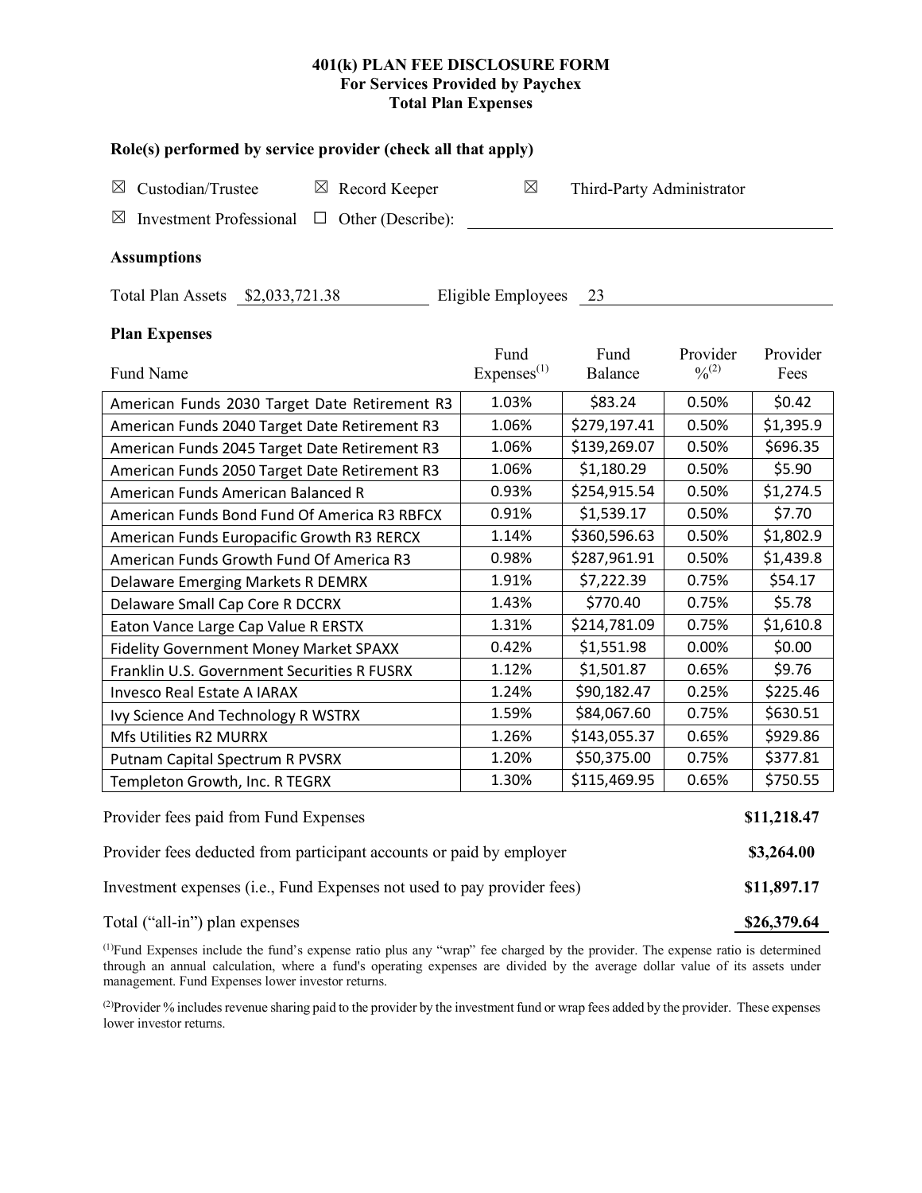# 401(k) PLAN FEE DISCLOSURE FORM
## For Services Provided by Paychex
## Total Plan Expenses

### Role(s) performed by service provider (check all that apply)

☒ Custodian/Trustee ☒ Record Keeper ☒ Third-Party Administrator

☒ Investment Professional ☐ Other (Describe):

### Assumptions

Total Plan Assets $2,033,721.38 Eligible Employees 23

### Plan Expenses

| Fund Name | Fund Expenses[1] | Fund Balance | Provider %[2] | Provider Fees |
|---|---|---|---|---|
| American Funds 2030 Target Date Retirement R3 | 1.03% | $83.24 | 0.50% | $0.42 |
| American Funds 2040 Target Date Retirement R3 | 1.06% | $279,197.41 | 0.50% | $1,395.9 |
| American Funds 2045 Target Date Retirement R3 | 1.06% | $139,269.07 | 0.50% | $696.35 |
| American Funds 2050 Target Date Retirement R3 | 1.06% | $1,180.29 | 0.50% | $5.90 |
| American Funds American Balanced R | 0.93% | $254,915.54 | 0.50% | $1,274.5 |
| American Funds Bond Fund Of America R3 RBFCX | 0.91% | $1,539.17 | 0.50% | $7.70 |
| American Funds Europacific Growth R3 RERCX | 1.14% | $360,596.63 | 0.50% | $1,802.9 |
| American Funds Growth Fund Of America R3 | 0.98% | $287,961.91 | 0.50% | $1,439.8 |
| Delaware Emerging Markets R DEMRX | 1.91% | $7,222.39 | 0.75% | $54.17 |
| Delaware Small Cap Core R DCCRX | 1.43% | $770.40 | 0.75% | $5.78 |
| Eaton Vance Large Cap Value R ERSTX | 1.31% | $214,781.09 | 0.75% | $1,610.8 |
| Fidelity Government Money Market SPAXX | 0.42% | $1,551.98 | 0.00% | $0.00 |
| Franklin U.S. Government Securities R FUSRX | 1.12% | $1,501.87 | 0.65% | $9.76 |
| Invesco Real Estate A IARAX | 1.24% | $90,182.47 | 0.25% | $225.46 |
| Ivy Science And Technology R WSTRX | 1.59% | $84,067.60 | 0.75% | $630.51 |
| Mfs Utilities R2 MURRX | 1.26% | $143,055.37 | 0.65% | $929.86 |
| Putnam Capital Spectrum R PVSRX | 1.20% | $50,375.00 | 0.75% | $377.81 |
| Templeton Growth, Inc. R TEGRX | 1.30% | $115,469.95 | 0.65% | $750.55 |

| | |
|---|---|
| Provider fees paid from Fund Expenses | **$11,218.47** |
| Provider fees deducted from participant accounts or paid by employer | **$3,264.00** |
| Investment expenses (i.e., Fund Expenses not used to pay provider fees) | **$11,897.17** |
| Total ("all-in") plan expenses | **$26,379.64** |

[1]Fund Expenses include the fund's expense ratio plus any "wrap" fee charged by the provider. The expense ratio is determined through an annual calculation, where a fund's operating expenses are divided by the average dollar value of its assets under management. Fund Expenses lower investor returns.

[2]Provider % includes revenue sharing paid to the provider by the investment fund or wrap fees added by the provider. These expenses lower investor returns.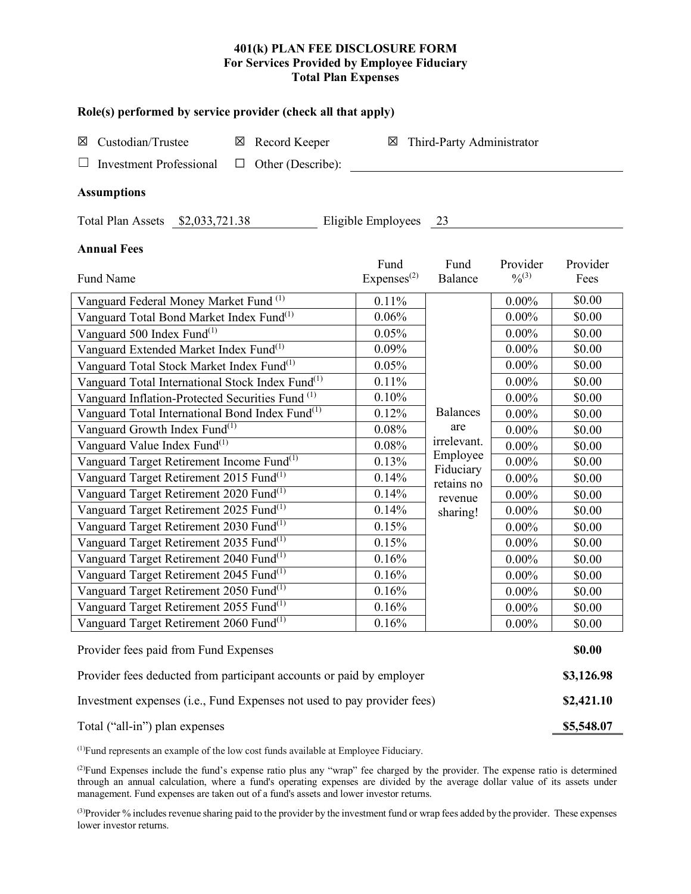# 401(k) PLAN FEE DISCLOSURE FORM
## For Services Provided by Employee Fiduciary
## Total Plan Expenses

### Role(s) performed by service provider (check all that apply)

☒ Custodian/Trustee ☒ Record Keeper ☒ Third-Party Administrator

☐ Investment Professional ☐ Other (Describe): ______

### Assumptions

Total Plan Assets $2,033,721.38 Eligible Employees 23

### Annual Fees

| Fund Name | Fund Expenses[2] | Fund Balance | Provider %[3] | Provider Fees |
|---|---|---|---|---|
| Vanguard Federal Money Market Fund [1] | 0.11% | Balances are irrelevant. Employee Fiduciary retains no revenue sharing! | 0.00% | $0.00 |
| Vanguard Total Bond Market Index Fund[1] | 0.06% | | 0.00% | $0.00 |
| Vanguard 500 Index Fund[1] | 0.05% | | 0.00% | $0.00 |
| Vanguard Extended Market Index Fund[1] | 0.09% | | 0.00% | $0.00 |
| Vanguard Total Stock Market Index Fund[1] | 0.05% | | 0.00% | $0.00 |
| Vanguard Total International Stock Index Fund[1] | 0.11% | | 0.00% | $0.00 |
| Vanguard Inflation-Protected Securities Fund [1] | 0.10% | | 0.00% | $0.00 |
| Vanguard Total International Bond Index Fund[1] | 0.12% | | 0.00% | $0.00 |
| Vanguard Growth Index Fund[1] | 0.08% | | 0.00% | $0.00 |
| Vanguard Value Index Fund[1] | 0.08% | | 0.00% | $0.00 |
| Vanguard Target Retirement Income Fund[1] | 0.13% | | 0.00% | $0.00 |
| Vanguard Target Retirement 2015 Fund[1] | 0.14% | | 0.00% | $0.00 |
| Vanguard Target Retirement 2020 Fund[1] | 0.14% | | 0.00% | $0.00 |
| Vanguard Target Retirement 2025 Fund[1] | 0.14% | | 0.00% | $0.00 |
| Vanguard Target Retirement 2030 Fund[1] | 0.15% | | 0.00% | $0.00 |
| Vanguard Target Retirement 2035 Fund[1] | 0.15% | | 0.00% | $0.00 |
| Vanguard Target Retirement 2040 Fund[1] | 0.16% | | 0.00% | $0.00 |
| Vanguard Target Retirement 2045 Fund[1] | 0.16% | | 0.00% | $0.00 |
| Vanguard Target Retirement 2050 Fund[1] | 0.16% | | 0.00% | $0.00 |
| Vanguard Target Retirement 2055 Fund[1] | 0.16% | | 0.00% | $0.00 |
| Vanguard Target Retirement 2060 Fund[1] | 0.16% | | 0.00% | $0.00 |

| | |
|---|---|
| Provider fees paid from Fund Expenses | **$0.00** |
| Provider fees deducted from participant accounts or paid by employer | **$3,126.98** |
| Investment expenses (i.e., Fund Expenses not used to pay provider fees) | **$2,421.10** |
| Total ("all-in") plan expenses | **$5,548.07** |

[1]Fund represents an example of the low cost funds available at Employee Fiduciary.

[2]Fund Expenses include the fund's expense ratio plus any "wrap" fee charged by the provider. The expense ratio is determined through an annual calculation, where a fund's operating expenses are divided by the average dollar value of its assets under management. Fund expenses are taken out of a fund's assets and lower investor returns.

[3]Provider % includes revenue sharing paid to the provider by the investment fund or wrap fees added by the provider. These expenses lower investor returns.